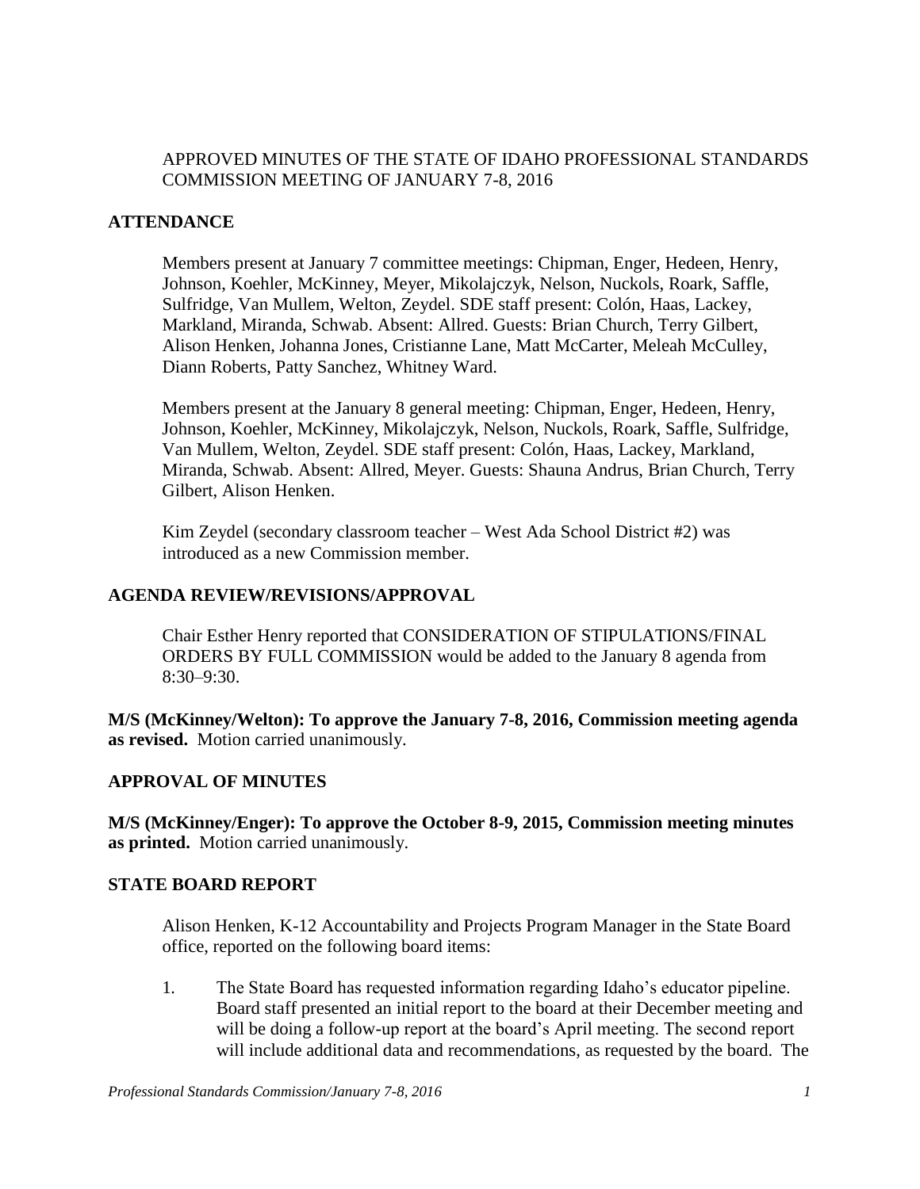APPROVED MINUTES OF THE STATE OF IDAHO PROFESSIONAL STANDARDS COMMISSION MEETING OF JANUARY 7-8, 2016

## ATTENDANCE

Members present at January 7 committee meetings: Chipman, Enger, Hedeen, Henry, Johnson, Koehler, McKinney, Meyer, Mikolajczyk, Nelson, Nuckols, Roark, Saffle, Sulfridge, Van Mullem, Welton, Zeydel. SDE staff present: Colón, Haas, Lackey, Markland, Miranda, Schwab. Absent: Allred. Guests: Brian Church, Terry Gilbert, Alison Henken, Johanna Jones, Cristianne Lane, Matt McCarter, Meleah McCulley, Diann Roberts, Patty Sanchez, Whitney Ward.

Members present at the January 8 general meeting: Chipman, Enger, Hedeen, Henry, Johnson, Koehler, McKinney, Mikolajczyk, Nelson, Nuckols, Roark, Saffle, Sulfridge, Van Mullem, Welton, Zeydel. SDE staff present: Colón, Haas, Lackey, Markland, Miranda, Schwab. Absent: Allred, Meyer. Guests: Shauna Andrus, Brian Church, Terry Gilbert, Alison Henken.

Kim Zeydel (secondary classroom teacher – West Ada School District #2) was introduced as a new Commission member.

## AGENDA REVIEW/REVISIONS/APPROVAL

Chair Esther Henry reported that CONSIDERATION OF STIPULATIONS/FINAL ORDERS BY FULL COMMISSION would be added to the January 8 agenda from 8:30–9:30.

**M/S (McKinney/Welton): To approve the January 7-8, 2016, Commission meeting agenda as revised.** Motion carried unanimously.

## APPROVAL OF MINUTES

**M/S (McKinney/Enger): To approve the October 8-9, 2015, Commission meeting minutes as printed.** Motion carried unanimously.

## STATE BOARD REPORT

Alison Henken, K-12 Accountability and Projects Program Manager in the State Board office, reported on the following board items:

1. The State Board has requested information regarding Idaho's educator pipeline. Board staff presented an initial report to the board at their December meeting and will be doing a follow-up report at the board's April meeting. The second report will include additional data and recommendations, as requested by the board. The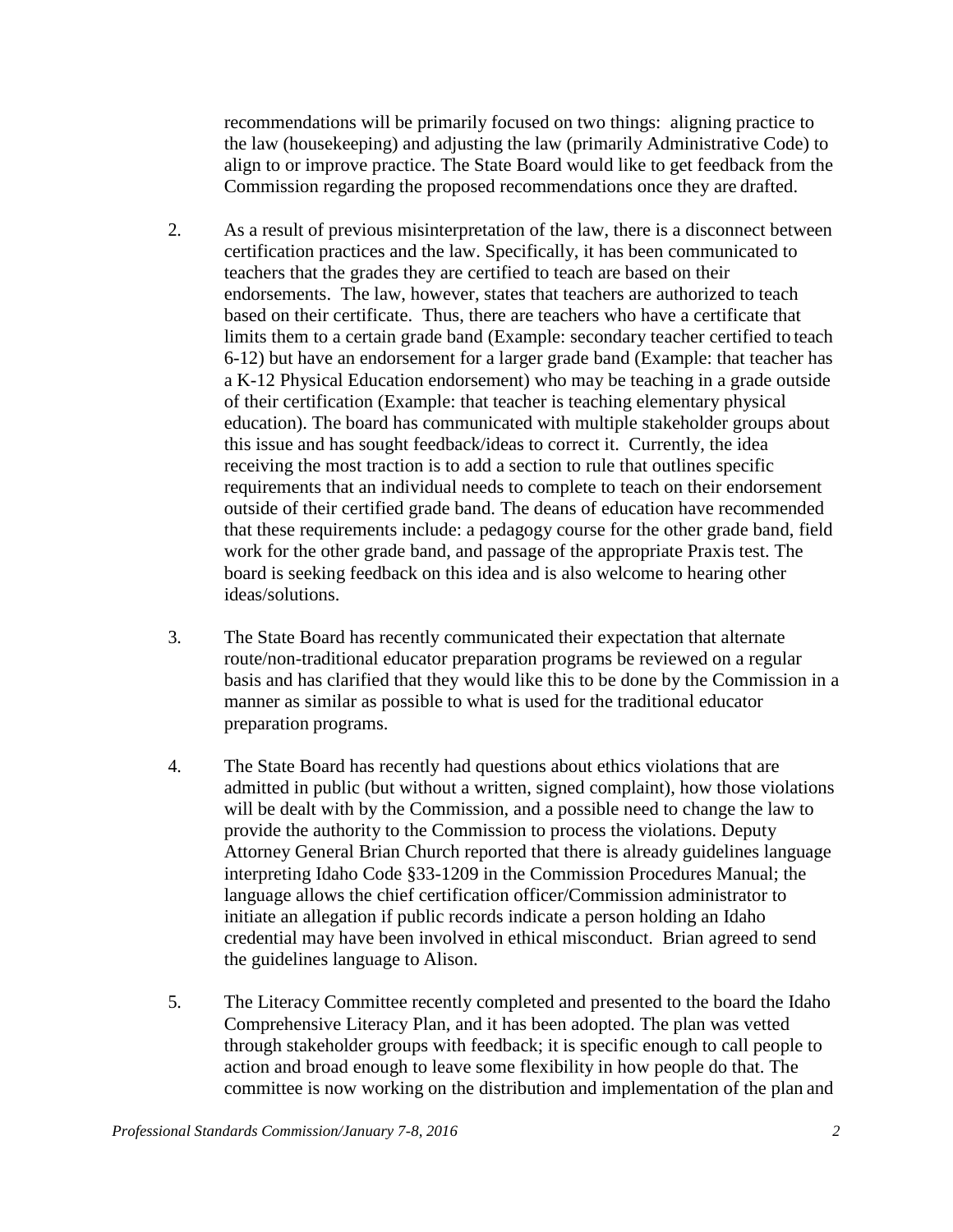recommendations will be primarily focused on two things: aligning practice to the law (housekeeping) and adjusting the law (primarily Administrative Code) to align to or improve practice. The State Board would like to get feedback from the Commission regarding the proposed recommendations once they are drafted.

2. As a result of previous misinterpretation of the law, there is a disconnect between certification practices and the law. Specifically, it has been communicated to teachers that the grades they are certified to teach are based on their endorsements. The law, however, states that teachers are authorized to teach based on their certificate. Thus, there are teachers who have a certificate that limits them to a certain grade band (Example: secondary teacher certified to teach 6-12) but have an endorsement for a larger grade band (Example: that teacher has a K-12 Physical Education endorsement) who may be teaching in a grade outside of their certification (Example: that teacher is teaching elementary physical education). The board has communicated with multiple stakeholder groups about this issue and has sought feedback/ideas to correct it. Currently, the idea receiving the most traction is to add a section to rule that outlines specific requirements that an individual needs to complete to teach on their endorsement outside of their certified grade band. The deans of education have recommended that these requirements include: a pedagogy course for the other grade band, field work for the other grade band, and passage of the appropriate Praxis test. The board is seeking feedback on this idea and is also welcome to hearing other ideas/solutions.

3. The State Board has recently communicated their expectation that alternate route/non-traditional educator preparation programs be reviewed on a regular basis and has clarified that they would like this to be done by the Commission in a manner as similar as possible to what is used for the traditional educator preparation programs.

4. The State Board has recently had questions about ethics violations that are admitted in public (but without a written, signed complaint), how those violations will be dealt with by the Commission, and a possible need to change the law to provide the authority to the Commission to process the violations. Deputy Attorney General Brian Church reported that there is already guidelines language interpreting Idaho Code §33-1209 in the Commission Procedures Manual; the language allows the chief certification officer/Commission administrator to initiate an allegation if public records indicate a person holding an Idaho credential may have been involved in ethical misconduct. Brian agreed to send the guidelines language to Alison.

5. The Literacy Committee recently completed and presented to the board the Idaho Comprehensive Literacy Plan, and it has been adopted. The plan was vetted through stakeholder groups with feedback; it is specific enough to call people to action and broad enough to leave some flexibility in how people do that. The committee is now working on the distribution and implementation of the plan and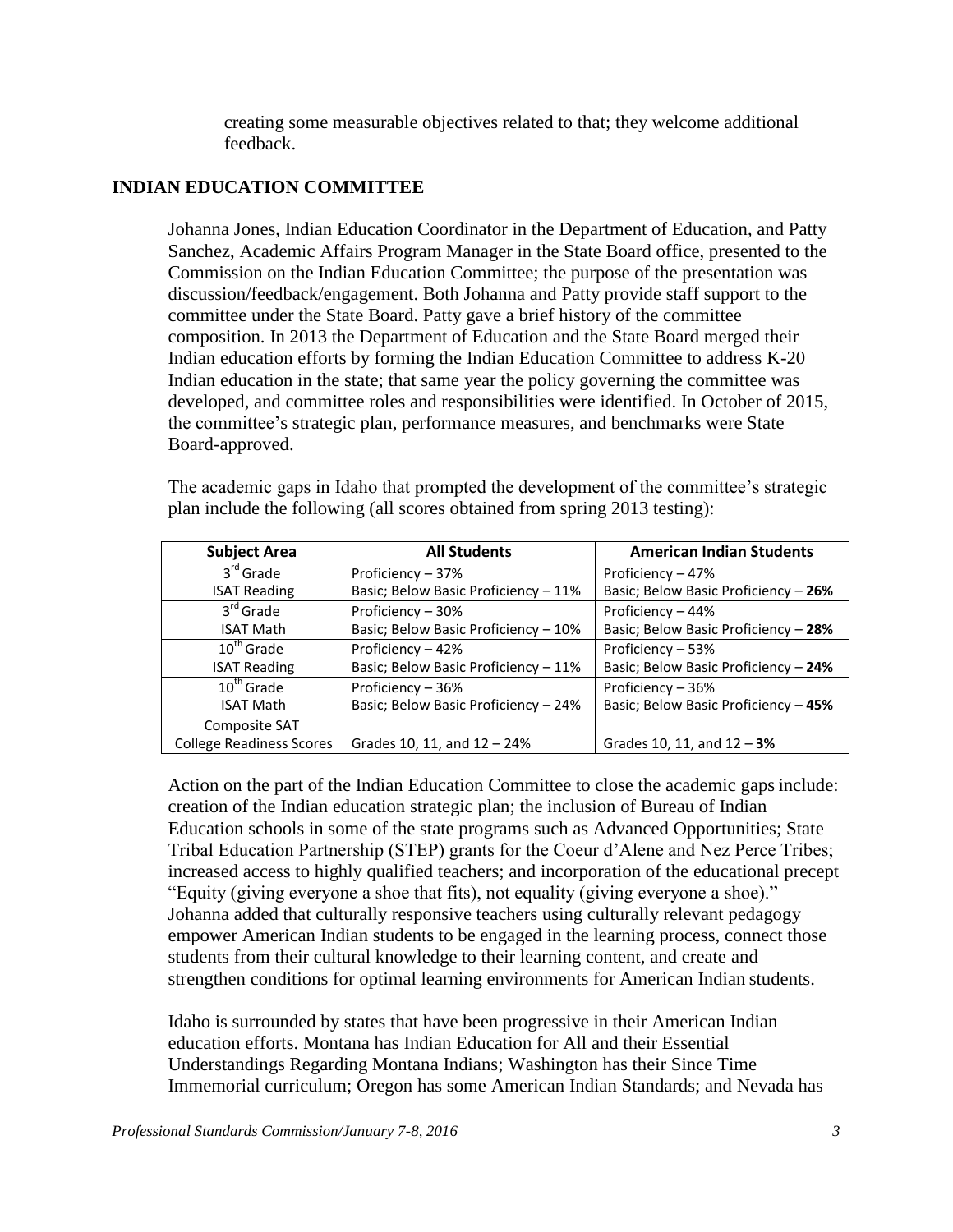creating some measurable objectives related to that; they welcome additional feedback.

## INDIAN EDUCATION COMMITTEE

Johanna Jones, Indian Education Coordinator in the Department of Education, and Patty Sanchez, Academic Affairs Program Manager in the State Board office, presented to the Commission on the Indian Education Committee; the purpose of the presentation was discussion/feedback/engagement. Both Johanna and Patty provide staff support to the committee under the State Board. Patty gave a brief history of the committee composition. In 2013 the Department of Education and the State Board merged their Indian education efforts by forming the Indian Education Committee to address K-20 Indian education in the state; that same year the policy governing the committee was developed, and committee roles and responsibilities were identified. In October of 2015, the committee's strategic plan, performance measures, and benchmarks were State Board-approved.

The academic gaps in Idaho that prompted the development of the committee's strategic plan include the following (all scores obtained from spring 2013 testing):

| Subject Area | All Students | American Indian Students |
|---|---|---|
| 3rd Grade ISAT Reading | Proficiency – 37%<br>Basic; Below Basic Proficiency – 11% | Proficiency – 47%<br>Basic; Below Basic Proficiency – **26%** |
| 3rd Grade ISAT Math | Proficiency – 30%<br>Basic; Below Basic Proficiency – 10% | Proficiency – 44%<br>Basic; Below Basic Proficiency – **28%** |
| 10th Grade ISAT Reading | Proficiency – 42%<br>Basic; Below Basic Proficiency – 11% | Proficiency – 53%<br>Basic; Below Basic Proficiency – **24%** |
| 10th Grade ISAT Math | Proficiency – 36%<br>Basic; Below Basic Proficiency – 24% | Proficiency – 36%<br>Basic; Below Basic Proficiency – **45%** |
| Composite SAT College Readiness Scores | Grades 10, 11, and 12 – 24% | Grades 10, 11, and 12 – **3%** |

Action on the part of the Indian Education Committee to close the academic gaps include: creation of the Indian education strategic plan; the inclusion of Bureau of Indian Education schools in some of the state programs such as Advanced Opportunities; State Tribal Education Partnership (STEP) grants for the Coeur d'Alene and Nez Perce Tribes; increased access to highly qualified teachers; and incorporation of the educational precept "Equity (giving everyone a shoe that fits), not equality (giving everyone a shoe)." Johanna added that culturally responsive teachers using culturally relevant pedagogy empower American Indian students to be engaged in the learning process, connect those students from their cultural knowledge to their learning content, and create and strengthen conditions for optimal learning environments for American Indian students.

Idaho is surrounded by states that have been progressive in their American Indian education efforts. Montana has Indian Education for All and their Essential Understandings Regarding Montana Indians; Washington has their Since Time Immemorial curriculum; Oregon has some American Indian Standards; and Nevada has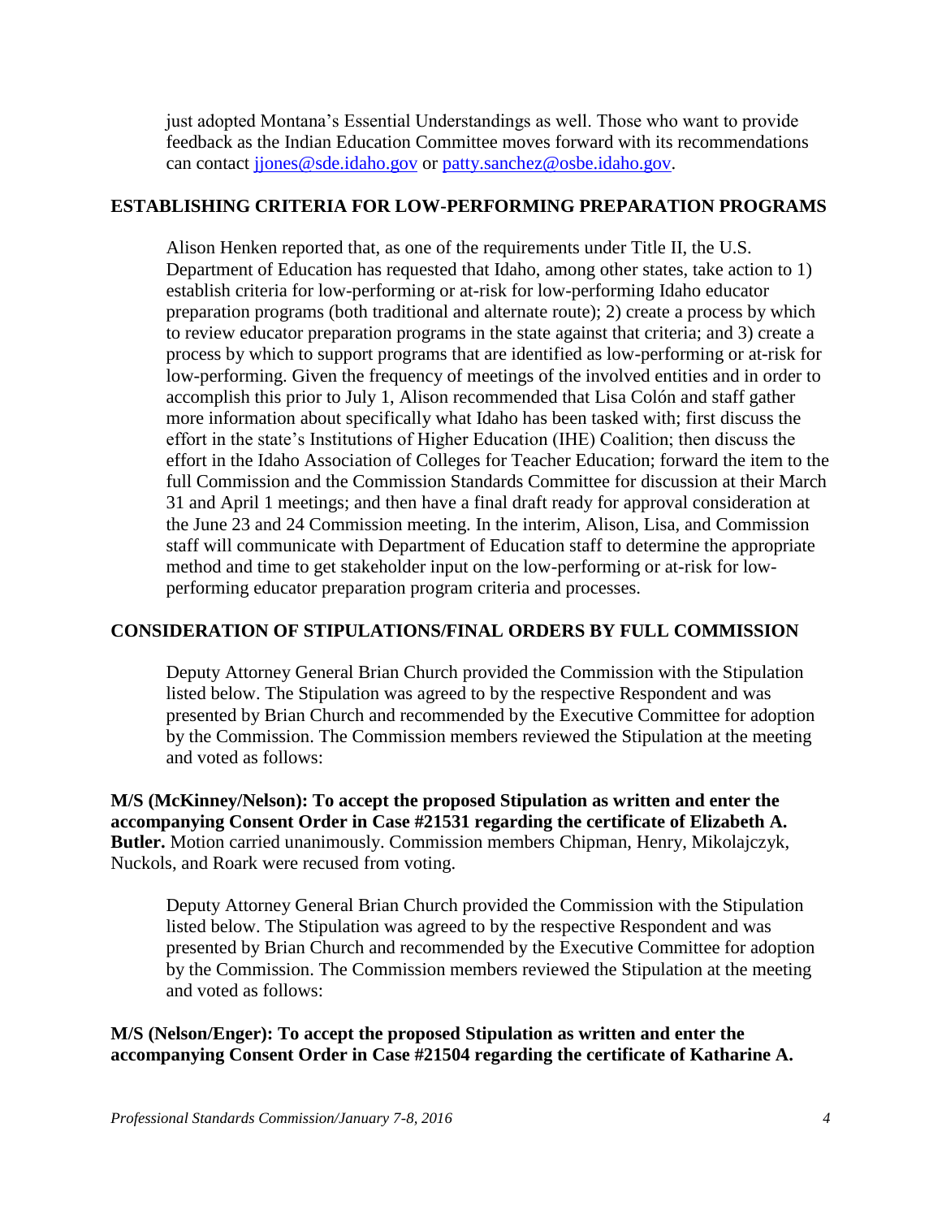just adopted Montana's Essential Understandings as well. Those who want to provide feedback as the Indian Education Committee moves forward with its recommendations can contact jjones@sde.idaho.gov or patty.sanchez@osbe.idaho.gov.

## ESTABLISHING CRITERIA FOR LOW-PERFORMING PREPARATION PROGRAMS

Alison Henken reported that, as one of the requirements under Title II, the U.S. Department of Education has requested that Idaho, among other states, take action to 1) establish criteria for low-performing or at-risk for low-performing Idaho educator preparation programs (both traditional and alternate route); 2) create a process by which to review educator preparation programs in the state against that criteria; and 3) create a process by which to support programs that are identified as low-performing or at-risk for low-performing. Given the frequency of meetings of the involved entities and in order to accomplish this prior to July 1, Alison recommended that Lisa Colón and staff gather more information about specifically what Idaho has been tasked with; first discuss the effort in the state's Institutions of Higher Education (IHE) Coalition; then discuss the effort in the Idaho Association of Colleges for Teacher Education; forward the item to the full Commission and the Commission Standards Committee for discussion at their March 31 and April 1 meetings; and then have a final draft ready for approval consideration at the June 23 and 24 Commission meeting. In the interim, Alison, Lisa, and Commission staff will communicate with Department of Education staff to determine the appropriate method and time to get stakeholder input on the low-performing or at-risk for low-performing educator preparation program criteria and processes.

## CONSIDERATION OF STIPULATIONS/FINAL ORDERS BY FULL COMMISSION

Deputy Attorney General Brian Church provided the Commission with the Stipulation listed below. The Stipulation was agreed to by the respective Respondent and was presented by Brian Church and recommended by the Executive Committee for adoption by the Commission. The Commission members reviewed the Stipulation at the meeting and voted as follows:

**M/S (McKinney/Nelson): To accept the proposed Stipulation as written and enter the accompanying Consent Order in Case #21531 regarding the certificate of Elizabeth A. Butler.** Motion carried unanimously. Commission members Chipman, Henry, Mikolajczyk, Nuckols, and Roark were recused from voting.

Deputy Attorney General Brian Church provided the Commission with the Stipulation listed below. The Stipulation was agreed to by the respective Respondent and was presented by Brian Church and recommended by the Executive Committee for adoption by the Commission. The Commission members reviewed the Stipulation at the meeting and voted as follows:

**M/S (Nelson/Enger): To accept the proposed Stipulation as written and enter the accompanying Consent Order in Case #21504 regarding the certificate of Katharine A.**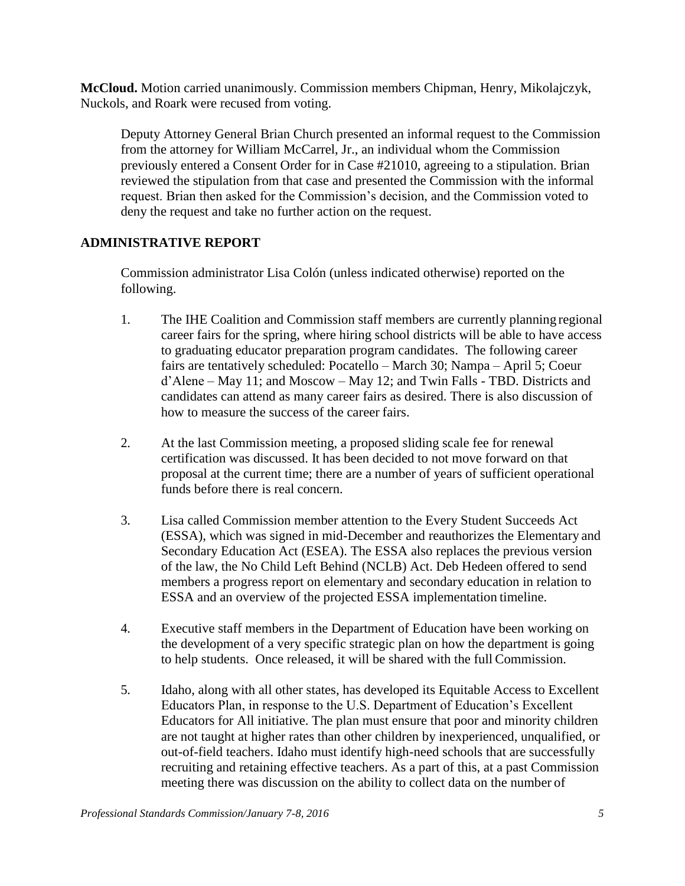**McCloud.** Motion carried unanimously. Commission members Chipman, Henry, Mikolajczyk, Nuckols, and Roark were recused from voting.

Deputy Attorney General Brian Church presented an informal request to the Commission from the attorney for William McCarrel, Jr., an individual whom the Commission previously entered a Consent Order for in Case #21010, agreeing to a stipulation. Brian reviewed the stipulation from that case and presented the Commission with the informal request. Brian then asked for the Commission's decision, and the Commission voted to deny the request and take no further action on the request.

## ADMINISTRATIVE REPORT

Commission administrator Lisa Colón (unless indicated otherwise) reported on the following.

1. The IHE Coalition and Commission staff members are currently planning regional career fairs for the spring, where hiring school districts will be able to have access to graduating educator preparation program candidates. The following career fairs are tentatively scheduled: Pocatello – March 30; Nampa – April 5; Coeur d'Alene – May 11; and Moscow – May 12; and Twin Falls - TBD. Districts and candidates can attend as many career fairs as desired. There is also discussion of how to measure the success of the career fairs.

2. At the last Commission meeting, a proposed sliding scale fee for renewal certification was discussed. It has been decided to not move forward on that proposal at the current time; there are a number of years of sufficient operational funds before there is real concern.

3. Lisa called Commission member attention to the Every Student Succeeds Act (ESSA), which was signed in mid-December and reauthorizes the Elementary and Secondary Education Act (ESEA). The ESSA also replaces the previous version of the law, the No Child Left Behind (NCLB) Act. Deb Hedeen offered to send members a progress report on elementary and secondary education in relation to ESSA and an overview of the projected ESSA implementation timeline.

4. Executive staff members in the Department of Education have been working on the development of a very specific strategic plan on how the department is going to help students. Once released, it will be shared with the full Commission.

5. Idaho, along with all other states, has developed its Equitable Access to Excellent Educators Plan, in response to the U.S. Department of Education's Excellent Educators for All initiative. The plan must ensure that poor and minority children are not taught at higher rates than other children by inexperienced, unqualified, or out-of-field teachers. Idaho must identify high-need schools that are successfully recruiting and retaining effective teachers. As a part of this, at a past Commission meeting there was discussion on the ability to collect data on the number of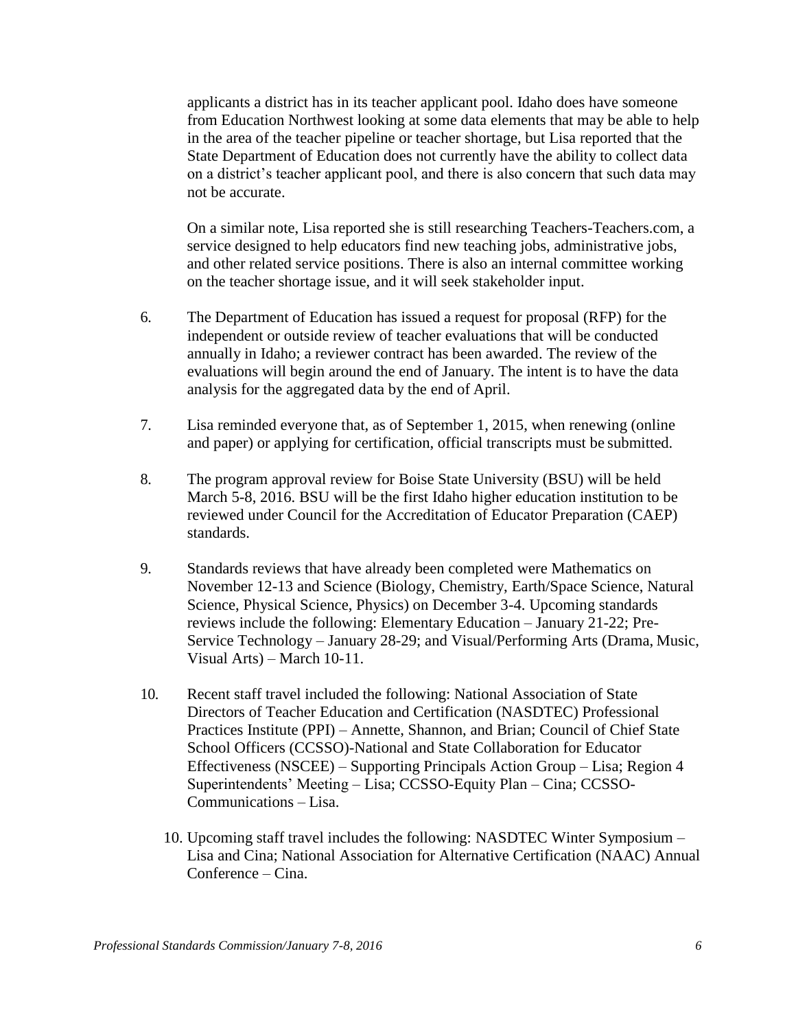applicants a district has in its teacher applicant pool. Idaho does have someone from Education Northwest looking at some data elements that may be able to help in the area of the teacher pipeline or teacher shortage, but Lisa reported that the State Department of Education does not currently have the ability to collect data on a district's teacher applicant pool, and there is also concern that such data may not be accurate.

On a similar note, Lisa reported she is still researching Teachers-Teachers.com, a service designed to help educators find new teaching jobs, administrative jobs, and other related service positions. There is also an internal committee working on the teacher shortage issue, and it will seek stakeholder input.

6. The Department of Education has issued a request for proposal (RFP) for the independent or outside review of teacher evaluations that will be conducted annually in Idaho; a reviewer contract has been awarded. The review of the evaluations will begin around the end of January. The intent is to have the data analysis for the aggregated data by the end of April.

7. Lisa reminded everyone that, as of September 1, 2015, when renewing (online and paper) or applying for certification, official transcripts must be submitted.

8. The program approval review for Boise State University (BSU) will be held March 5-8, 2016. BSU will be the first Idaho higher education institution to be reviewed under Council for the Accreditation of Educator Preparation (CAEP) standards.

9. Standards reviews that have already been completed were Mathematics on November 12-13 and Science (Biology, Chemistry, Earth/Space Science, Natural Science, Physical Science, Physics) on December 3-4. Upcoming standards reviews include the following: Elementary Education – January 21-22; Pre-Service Technology – January 28-29; and Visual/Performing Arts (Drama, Music, Visual Arts) – March 10-11.

10. Recent staff travel included the following: National Association of State Directors of Teacher Education and Certification (NASDTEC) Professional Practices Institute (PPI) – Annette, Shannon, and Brian; Council of Chief State School Officers (CCSSO)-National and State Collaboration for Educator Effectiveness (NSCEE) – Supporting Principals Action Group – Lisa; Region 4 Superintendents' Meeting – Lisa; CCSSO-Equity Plan – Cina; CCSSO-Communications – Lisa.

10. Upcoming staff travel includes the following: NASDTEC Winter Symposium – Lisa and Cina; National Association for Alternative Certification (NAAC) Annual Conference – Cina.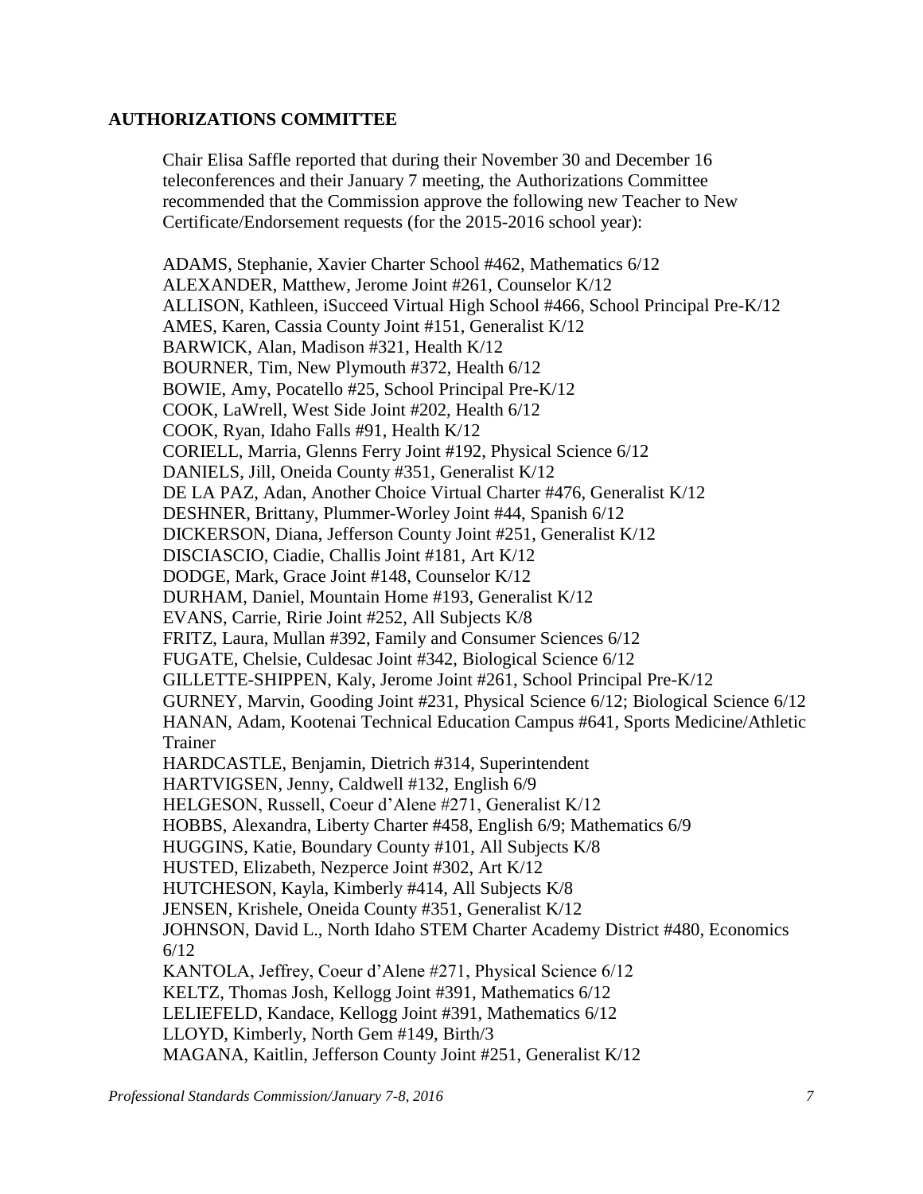## AUTHORIZATIONS COMMITTEE

Chair Elisa Saffle reported that during their November 30 and December 16 teleconferences and their January 7 meeting, the Authorizations Committee recommended that the Commission approve the following new Teacher to New Certificate/Endorsement requests (for the 2015-2016 school year):

ADAMS, Stephanie, Xavier Charter School #462, Mathematics 6/12
ALEXANDER, Matthew, Jerome Joint #261, Counselor K/12
ALLISON, Kathleen, iSucceed Virtual High School #466, School Principal Pre-K/12
AMES, Karen, Cassia County Joint #151, Generalist K/12
BARWICK, Alan, Madison #321, Health K/12
BOURNER, Tim, New Plymouth #372, Health 6/12
BOWIE, Amy, Pocatello #25, School Principal Pre-K/12
COOK, LaWrell, West Side Joint #202, Health 6/12
COOK, Ryan, Idaho Falls #91, Health K/12
CORIELL, Marria, Glenns Ferry Joint #192, Physical Science 6/12
DANIELS, Jill, Oneida County #351, Generalist K/12
DE LA PAZ, Adan, Another Choice Virtual Charter #476, Generalist K/12
DESHNER, Brittany, Plummer-Worley Joint #44, Spanish 6/12
DICKERSON, Diana, Jefferson County Joint #251, Generalist K/12
DISCIASCIO, Ciadie, Challis Joint #181, Art K/12
DODGE, Mark, Grace Joint #148, Counselor K/12
DURHAM, Daniel, Mountain Home #193, Generalist K/12
EVANS, Carrie, Ririe Joint #252, All Subjects K/8
FRITZ, Laura, Mullan #392, Family and Consumer Sciences 6/12
FUGATE, Chelsie, Culdesac Joint #342, Biological Science 6/12
GILLETTE-SHIPPEN, Kaly, Jerome Joint #261, School Principal Pre-K/12
GURNEY, Marvin, Gooding Joint #231, Physical Science 6/12; Biological Science 6/12
HANAN, Adam, Kootenai Technical Education Campus #641, Sports Medicine/Athletic Trainer
HARDCASTLE, Benjamin, Dietrich #314, Superintendent
HARTVIGSEN, Jenny, Caldwell #132, English 6/9
HELGESON, Russell, Coeur d'Alene #271, Generalist K/12
HOBBS, Alexandra, Liberty Charter #458, English 6/9; Mathematics 6/9
HUGGINS, Katie, Boundary County #101, All Subjects K/8
HUSTED, Elizabeth, Nezperce Joint #302, Art K/12
HUTCHESON, Kayla, Kimberly #414, All Subjects K/8
JENSEN, Krishele, Oneida County #351, Generalist K/12
JOHNSON, David L., North Idaho STEM Charter Academy District #480, Economics 6/12
KANTOLA, Jeffrey, Coeur d'Alene #271, Physical Science 6/12
KELTZ, Thomas Josh, Kellogg Joint #391, Mathematics 6/12
LELIEFELD, Kandace, Kellogg Joint #391, Mathematics 6/12
LLOYD, Kimberly, North Gem #149, Birth/3
MAGANA, Kaitlin, Jefferson County Joint #251, Generalist K/12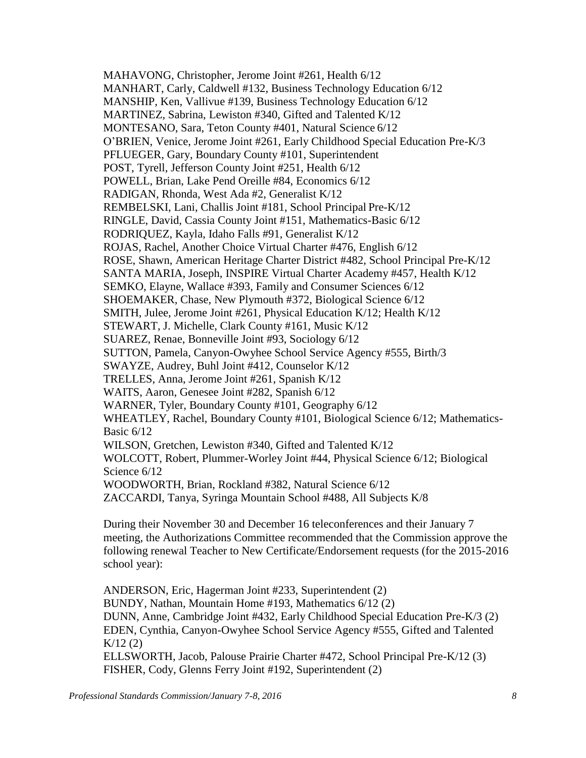MAHAVONG, Christopher, Jerome Joint #261, Health 6/12
MANHART, Carly, Caldwell #132, Business Technology Education 6/12
MANSHIP, Ken, Vallivue #139, Business Technology Education 6/12
MARTINEZ, Sabrina, Lewiston #340, Gifted and Talented K/12
MONTESANO, Sara, Teton County #401, Natural Science 6/12
O'BRIEN, Venice, Jerome Joint #261, Early Childhood Special Education Pre-K/3
PFLUEGER, Gary, Boundary County #101, Superintendent
POST, Tyrell, Jefferson County Joint #251, Health 6/12
POWELL, Brian, Lake Pend Oreille #84, Economics 6/12
RADIGAN, Rhonda, West Ada #2, Generalist K/12
REMBELSKI, Lani, Challis Joint #181, School Principal Pre-K/12
RINGLE, David, Cassia County Joint #151, Mathematics-Basic 6/12
RODRIQUEZ, Kayla, Idaho Falls #91, Generalist K/12
ROJAS, Rachel, Another Choice Virtual Charter #476, English 6/12
ROSE, Shawn, American Heritage Charter District #482, School Principal Pre-K/12
SANTA MARIA, Joseph, INSPIRE Virtual Charter Academy #457, Health K/12
SEMKO, Elayne, Wallace #393, Family and Consumer Sciences 6/12
SHOEMAKER, Chase, New Plymouth #372, Biological Science 6/12
SMITH, Julee, Jerome Joint #261, Physical Education K/12; Health K/12
STEWART, J. Michelle, Clark County #161, Music K/12
SUAREZ, Renae, Bonneville Joint #93, Sociology 6/12
SUTTON, Pamela, Canyon-Owyhee School Service Agency #555, Birth/3
SWAYZE, Audrey, Buhl Joint #412, Counselor K/12
TRELLES, Anna, Jerome Joint #261, Spanish K/12
WAITS, Aaron, Genesee Joint #282, Spanish 6/12
WARNER, Tyler, Boundary County #101, Geography 6/12
WHEATLEY, Rachel, Boundary County #101, Biological Science 6/12; Mathematics-Basic 6/12
WILSON, Gretchen, Lewiston #340, Gifted and Talented K/12
WOLCOTT, Robert, Plummer-Worley Joint #44, Physical Science 6/12; Biological Science 6/12
WOODWORTH, Brian, Rockland #382, Natural Science 6/12
ZACCARDI, Tanya, Syringa Mountain School #488, All Subjects K/8

During their November 30 and December 16 teleconferences and their January 7 meeting, the Authorizations Committee recommended that the Commission approve the following renewal Teacher to New Certificate/Endorsement requests (for the 2015-2016 school year):

ANDERSON, Eric, Hagerman Joint #233, Superintendent (2)
BUNDY, Nathan, Mountain Home #193, Mathematics 6/12 (2)
DUNN, Anne, Cambridge Joint #432, Early Childhood Special Education Pre-K/3 (2)
EDEN, Cynthia, Canyon-Owyhee School Service Agency #555, Gifted and Talented K/12 (2)
ELLSWORTH, Jacob, Palouse Prairie Charter #472, School Principal Pre-K/12 (3)
FISHER, Cody, Glenns Ferry Joint #192, Superintendent (2)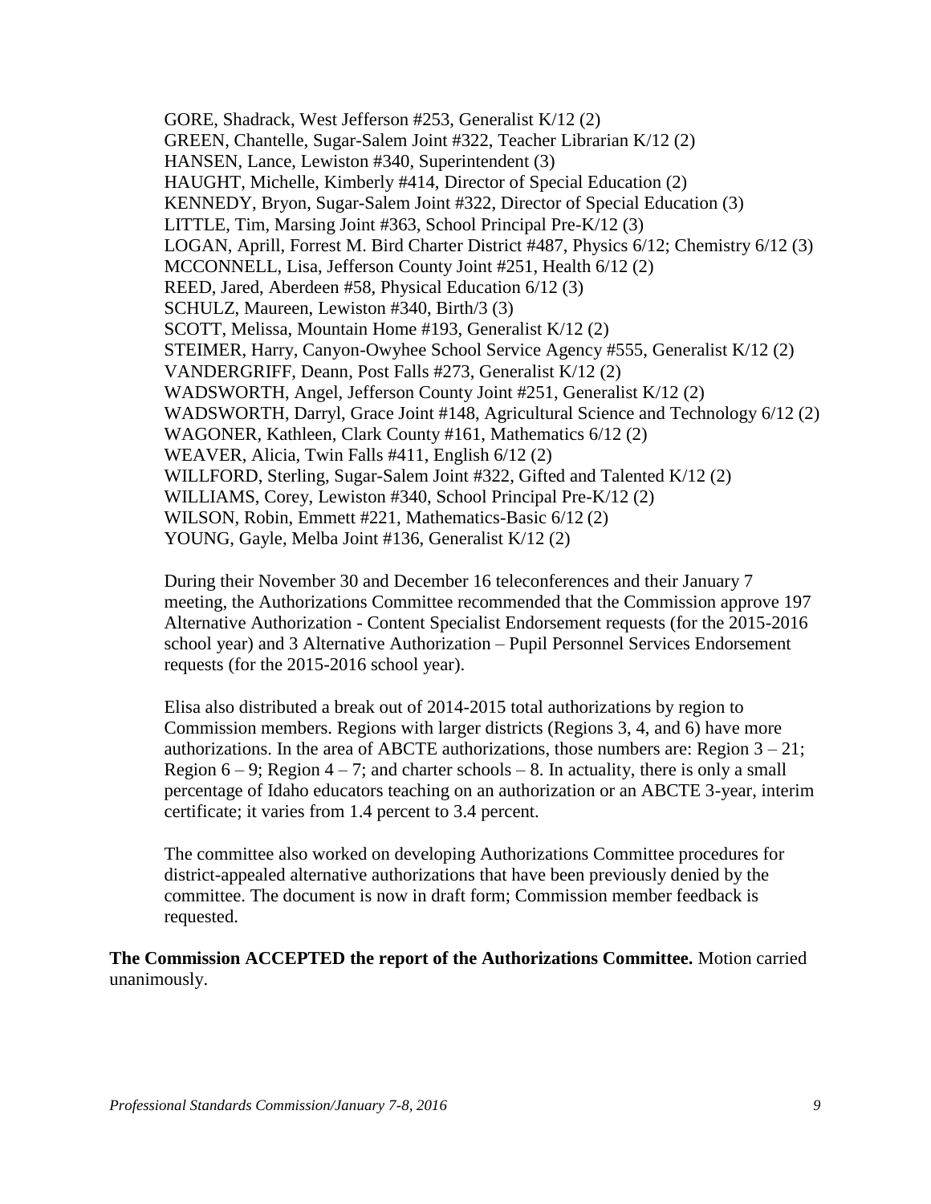GORE, Shadrack, West Jefferson #253, Generalist K/12 (2)
GREEN, Chantelle, Sugar-Salem Joint #322, Teacher Librarian K/12 (2)
HANSEN, Lance, Lewiston #340, Superintendent (3)
HAUGHT, Michelle, Kimberly #414, Director of Special Education (2)
KENNEDY, Bryon, Sugar-Salem Joint #322, Director of Special Education (3)
LITTLE, Tim, Marsing Joint #363, School Principal Pre-K/12 (3)
LOGAN, Aprill, Forrest M. Bird Charter District #487, Physics 6/12; Chemistry 6/12 (3)
MCCONNELL, Lisa, Jefferson County Joint #251, Health 6/12 (2)
REED, Jared, Aberdeen #58, Physical Education 6/12 (3)
SCHULZ, Maureen, Lewiston #340, Birth/3 (3)
SCOTT, Melissa, Mountain Home #193, Generalist K/12 (2)
STEIMER, Harry, Canyon-Owyhee School Service Agency #555, Generalist K/12 (2)
VANDERGRIFF, Deann, Post Falls #273, Generalist K/12 (2)
WADSWORTH, Angel, Jefferson County Joint #251, Generalist K/12 (2)
WADSWORTH, Darryl, Grace Joint #148, Agricultural Science and Technology 6/12 (2)
WAGONER, Kathleen, Clark County #161, Mathematics 6/12 (2)
WEAVER, Alicia, Twin Falls #411, English 6/12 (2)
WILLFORD, Sterling, Sugar-Salem Joint #322, Gifted and Talented K/12 (2)
WILLIAMS, Corey, Lewiston #340, School Principal Pre-K/12 (2)
WILSON, Robin, Emmett #221, Mathematics-Basic 6/12 (2)
YOUNG, Gayle, Melba Joint #136, Generalist K/12 (2)

During their November 30 and December 16 teleconferences and their January 7 meeting, the Authorizations Committee recommended that the Commission approve 197 Alternative Authorization - Content Specialist Endorsement requests (for the 2015-2016 school year) and 3 Alternative Authorization – Pupil Personnel Services Endorsement requests (for the 2015-2016 school year).

Elisa also distributed a break out of 2014-2015 total authorizations by region to Commission members. Regions with larger districts (Regions 3, 4, and 6) have more authorizations. In the area of ABCTE authorizations, those numbers are: Region 3 – 21; Region 6 – 9; Region 4 – 7; and charter schools – 8. In actuality, there is only a small percentage of Idaho educators teaching on an authorization or an ABCTE 3-year, interim certificate; it varies from 1.4 percent to 3.4 percent.

The committee also worked on developing Authorizations Committee procedures for district-appealed alternative authorizations that have been previously denied by the committee. The document is now in draft form; Commission member feedback is requested.

**The Commission ACCEPTED the report of the Authorizations Committee.** Motion carried unanimously.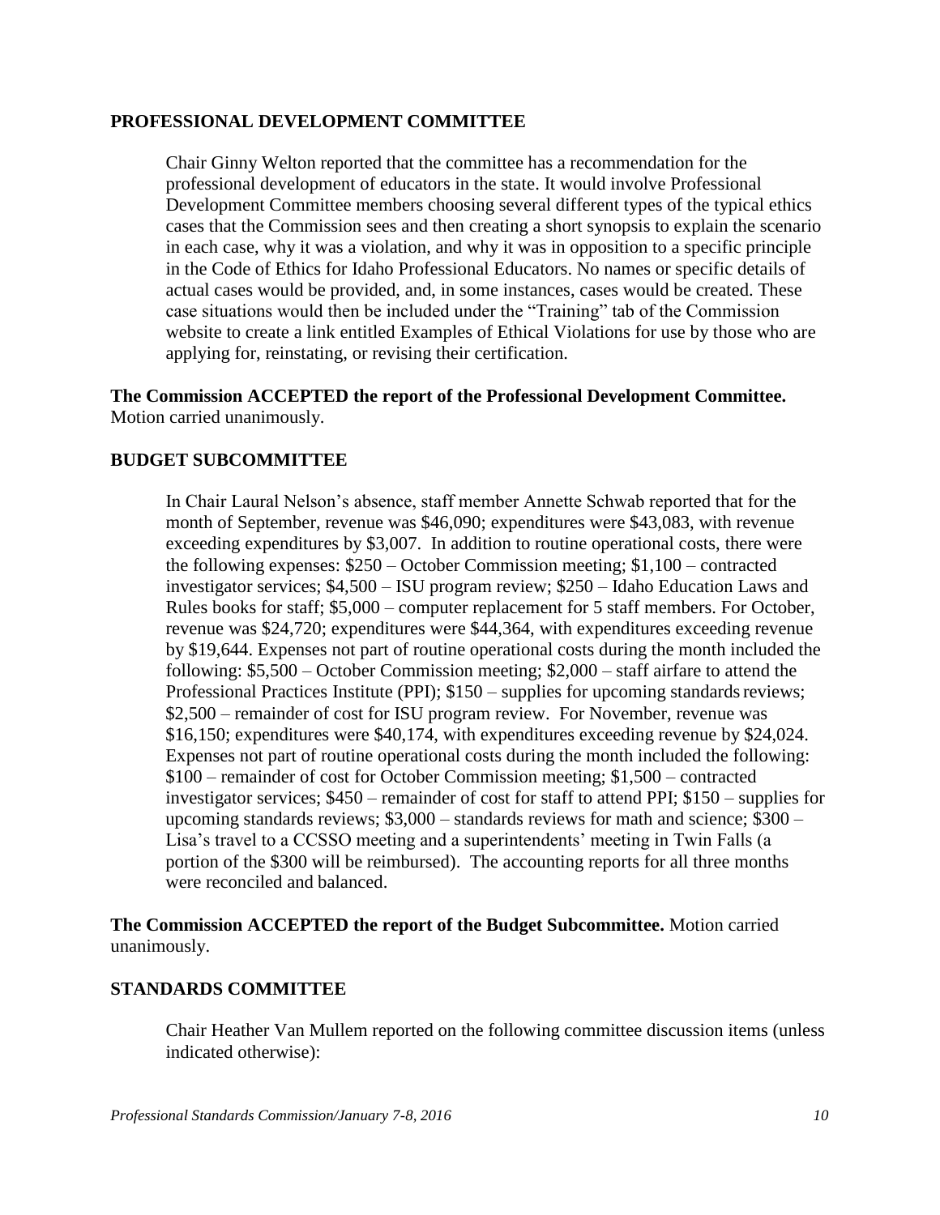## PROFESSIONAL DEVELOPMENT COMMITTEE

Chair Ginny Welton reported that the committee has a recommendation for the professional development of educators in the state. It would involve Professional Development Committee members choosing several different types of the typical ethics cases that the Commission sees and then creating a short synopsis to explain the scenario in each case, why it was a violation, and why it was in opposition to a specific principle in the Code of Ethics for Idaho Professional Educators. No names or specific details of actual cases would be provided, and, in some instances, cases would be created. These case situations would then be included under the "Training" tab of the Commission website to create a link entitled Examples of Ethical Violations for use by those who are applying for, reinstating, or revising their certification.

**The Commission ACCEPTED the report of the Professional Development Committee.** Motion carried unanimously.

## BUDGET SUBCOMMITTEE

In Chair Laural Nelson's absence, staff member Annette Schwab reported that for the month of September, revenue was $46,090; expenditures were $43,083, with revenue exceeding expenditures by $3,007. In addition to routine operational costs, there were the following expenses: $250 – October Commission meeting; $1,100 – contracted investigator services; $4,500 – ISU program review; $250 – Idaho Education Laws and Rules books for staff; $5,000 – computer replacement for 5 staff members. For October, revenue was $24,720; expenditures were $44,364, with expenditures exceeding revenue by $19,644. Expenses not part of routine operational costs during the month included the following: $5,500 – October Commission meeting; $2,000 – staff airfare to attend the Professional Practices Institute (PPI); $150 – supplies for upcoming standards reviews; $2,500 – remainder of cost for ISU program review. For November, revenue was $16,150; expenditures were $40,174, with expenditures exceeding revenue by $24,024. Expenses not part of routine operational costs during the month included the following: $100 – remainder of cost for October Commission meeting; $1,500 – contracted investigator services; $450 – remainder of cost for staff to attend PPI; $150 – supplies for upcoming standards reviews; $3,000 – standards reviews for math and science; $300 – Lisa's travel to a CCSSO meeting and a superintendents' meeting in Twin Falls (a portion of the $300 will be reimbursed). The accounting reports for all three months were reconciled and balanced.

**The Commission ACCEPTED the report of the Budget Subcommittee.** Motion carried unanimously.

## STANDARDS COMMITTEE

Chair Heather Van Mullem reported on the following committee discussion items (unless indicated otherwise):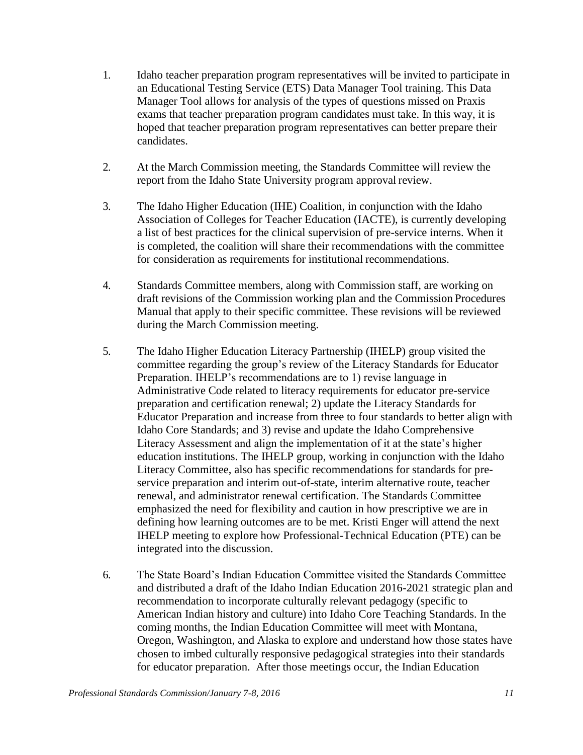1. Idaho teacher preparation program representatives will be invited to participate in an Educational Testing Service (ETS) Data Manager Tool training. This Data Manager Tool allows for analysis of the types of questions missed on Praxis exams that teacher preparation program candidates must take. In this way, it is hoped that teacher preparation program representatives can better prepare their candidates.

2. At the March Commission meeting, the Standards Committee will review the report from the Idaho State University program approval review.

3. The Idaho Higher Education (IHE) Coalition, in conjunction with the Idaho Association of Colleges for Teacher Education (IACTE), is currently developing a list of best practices for the clinical supervision of pre-service interns. When it is completed, the coalition will share their recommendations with the committee for consideration as requirements for institutional recommendations.

4. Standards Committee members, along with Commission staff, are working on draft revisions of the Commission working plan and the Commission Procedures Manual that apply to their specific committee. These revisions will be reviewed during the March Commission meeting.

5. The Idaho Higher Education Literacy Partnership (IHELP) group visited the committee regarding the group's review of the Literacy Standards for Educator Preparation. IHELP's recommendations are to 1) revise language in Administrative Code related to literacy requirements for educator pre-service preparation and certification renewal; 2) update the Literacy Standards for Educator Preparation and increase from three to four standards to better align with Idaho Core Standards; and 3) revise and update the Idaho Comprehensive Literacy Assessment and align the implementation of it at the state's higher education institutions. The IHELP group, working in conjunction with the Idaho Literacy Committee, also has specific recommendations for standards for pre-service preparation and interim out-of-state, interim alternative route, teacher renewal, and administrator renewal certification. The Standards Committee emphasized the need for flexibility and caution in how prescriptive we are in defining how learning outcomes are to be met. Kristi Enger will attend the next IHELP meeting to explore how Professional-Technical Education (PTE) can be integrated into the discussion.

6. The State Board's Indian Education Committee visited the Standards Committee and distributed a draft of the Idaho Indian Education 2016-2021 strategic plan and recommendation to incorporate culturally relevant pedagogy (specific to American Indian history and culture) into Idaho Core Teaching Standards. In the coming months, the Indian Education Committee will meet with Montana, Oregon, Washington, and Alaska to explore and understand how those states have chosen to imbed culturally responsive pedagogical strategies into their standards for educator preparation. After those meetings occur, the Indian Education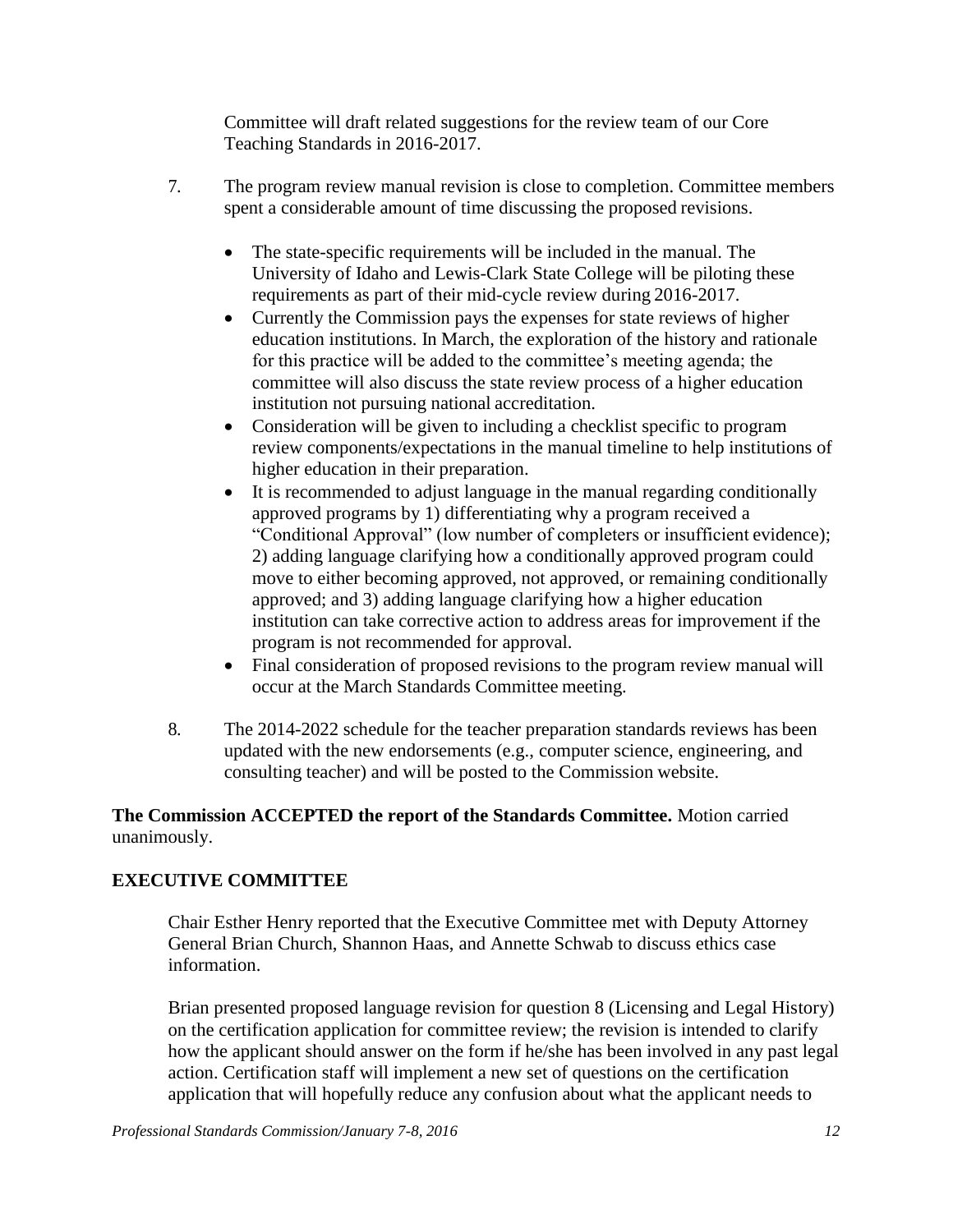Committee will draft related suggestions for the review team of our Core Teaching Standards in 2016-2017.

7. The program review manual revision is close to completion. Committee members spent a considerable amount of time discussing the proposed revisions.

   - The state-specific requirements will be included in the manual. The University of Idaho and Lewis-Clark State College will be piloting these requirements as part of their mid-cycle review during 2016-2017.
   - Currently the Commission pays the expenses for state reviews of higher education institutions. In March, the exploration of the history and rationale for this practice will be added to the committee's meeting agenda; the committee will also discuss the state review process of a higher education institution not pursuing national accreditation.
   - Consideration will be given to including a checklist specific to program review components/expectations in the manual timeline to help institutions of higher education in their preparation.
   - It is recommended to adjust language in the manual regarding conditionally approved programs by 1) differentiating why a program received a "Conditional Approval" (low number of completers or insufficient evidence); 2) adding language clarifying how a conditionally approved program could move to either becoming approved, not approved, or remaining conditionally approved; and 3) adding language clarifying how a higher education institution can take corrective action to address areas for improvement if the program is not recommended for approval.
   - Final consideration of proposed revisions to the program review manual will occur at the March Standards Committee meeting.

8. The 2014-2022 schedule for the teacher preparation standards reviews has been updated with the new endorsements (e.g., computer science, engineering, and consulting teacher) and will be posted to the Commission website.

**The Commission ACCEPTED the report of the Standards Committee.** Motion carried unanimously.

## EXECUTIVE COMMITTEE

Chair Esther Henry reported that the Executive Committee met with Deputy Attorney General Brian Church, Shannon Haas, and Annette Schwab to discuss ethics case information.

Brian presented proposed language revision for question 8 (Licensing and Legal History) on the certification application for committee review; the revision is intended to clarify how the applicant should answer on the form if he/she has been involved in any past legal action. Certification staff will implement a new set of questions on the certification application that will hopefully reduce any confusion about what the applicant needs to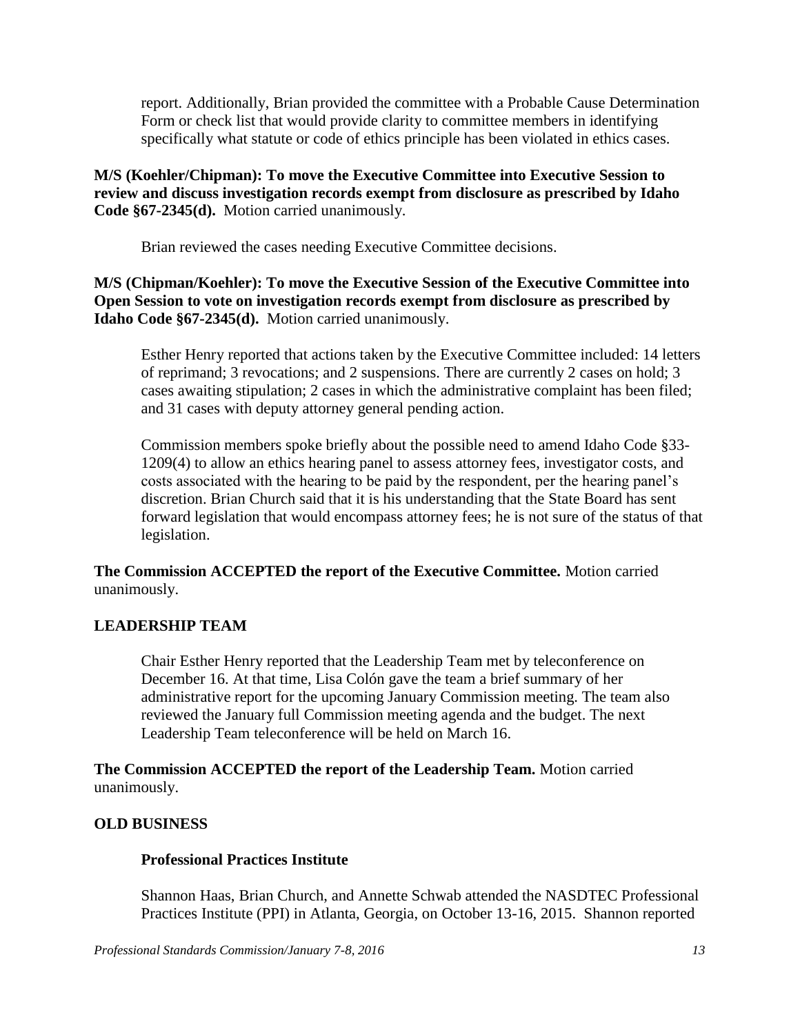report. Additionally, Brian provided the committee with a Probable Cause Determination Form or check list that would provide clarity to committee members in identifying specifically what statute or code of ethics principle has been violated in ethics cases.

**M/S (Koehler/Chipman): To move the Executive Committee into Executive Session to review and discuss investigation records exempt from disclosure as prescribed by Idaho Code §67-2345(d).** Motion carried unanimously.

Brian reviewed the cases needing Executive Committee decisions.

**M/S (Chipman/Koehler): To move the Executive Session of the Executive Committee into Open Session to vote on investigation records exempt from disclosure as prescribed by Idaho Code §67-2345(d).** Motion carried unanimously.

Esther Henry reported that actions taken by the Executive Committee included: 14 letters of reprimand; 3 revocations; and 2 suspensions. There are currently 2 cases on hold; 3 cases awaiting stipulation; 2 cases in which the administrative complaint has been filed; and 31 cases with deputy attorney general pending action.

Commission members spoke briefly about the possible need to amend Idaho Code §33-1209(4) to allow an ethics hearing panel to assess attorney fees, investigator costs, and costs associated with the hearing to be paid by the respondent, per the hearing panel's discretion. Brian Church said that it is his understanding that the State Board has sent forward legislation that would encompass attorney fees; he is not sure of the status of that legislation.

**The Commission ACCEPTED the report of the Executive Committee.** Motion carried unanimously.

## LEADERSHIP TEAM

Chair Esther Henry reported that the Leadership Team met by teleconference on December 16. At that time, Lisa Colón gave the team a brief summary of her administrative report for the upcoming January Commission meeting. The team also reviewed the January full Commission meeting agenda and the budget. The next Leadership Team teleconference will be held on March 16.

**The Commission ACCEPTED the report of the Leadership Team.** Motion carried unanimously.

## OLD BUSINESS

### Professional Practices Institute

Shannon Haas, Brian Church, and Annette Schwab attended the NASDTEC Professional Practices Institute (PPI) in Atlanta, Georgia, on October 13-16, 2015. Shannon reported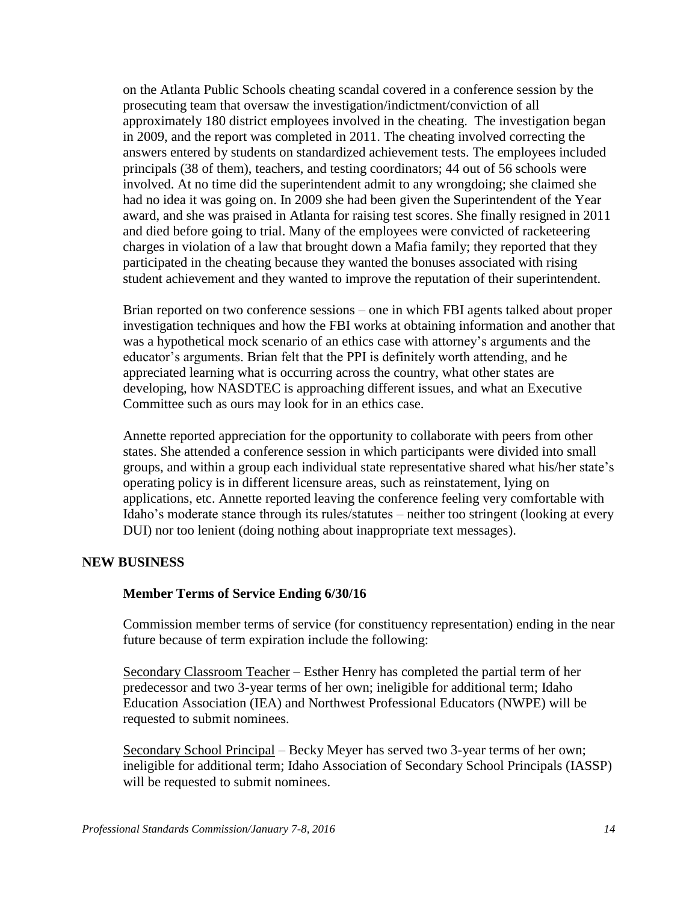on the Atlanta Public Schools cheating scandal covered in a conference session by the prosecuting team that oversaw the investigation/indictment/conviction of all approximately 180 district employees involved in the cheating. The investigation began in 2009, and the report was completed in 2011. The cheating involved correcting the answers entered by students on standardized achievement tests. The employees included principals (38 of them), teachers, and testing coordinators; 44 out of 56 schools were involved. At no time did the superintendent admit to any wrongdoing; she claimed she had no idea it was going on. In 2009 she had been given the Superintendent of the Year award, and she was praised in Atlanta for raising test scores. She finally resigned in 2011 and died before going to trial. Many of the employees were convicted of racketeering charges in violation of a law that brought down a Mafia family; they reported that they participated in the cheating because they wanted the bonuses associated with rising student achievement and they wanted to improve the reputation of their superintendent.

Brian reported on two conference sessions – one in which FBI agents talked about proper investigation techniques and how the FBI works at obtaining information and another that was a hypothetical mock scenario of an ethics case with attorney's arguments and the educator's arguments. Brian felt that the PPI is definitely worth attending, and he appreciated learning what is occurring across the country, what other states are developing, how NASDTEC is approaching different issues, and what an Executive Committee such as ours may look for in an ethics case.

Annette reported appreciation for the opportunity to collaborate with peers from other states. She attended a conference session in which participants were divided into small groups, and within a group each individual state representative shared what his/her state's operating policy is in different licensure areas, such as reinstatement, lying on applications, etc. Annette reported leaving the conference feeling very comfortable with Idaho's moderate stance through its rules/statutes – neither too stringent (looking at every DUI) nor too lenient (doing nothing about inappropriate text messages).

## NEW BUSINESS

### Member Terms of Service Ending 6/30/16

Commission member terms of service (for constituency representation) ending in the near future because of term expiration include the following:

Secondary Classroom Teacher – Esther Henry has completed the partial term of her predecessor and two 3-year terms of her own; ineligible for additional term; Idaho Education Association (IEA) and Northwest Professional Educators (NWPE) will be requested to submit nominees.

Secondary School Principal – Becky Meyer has served two 3-year terms of her own; ineligible for additional term; Idaho Association of Secondary School Principals (IASSP) will be requested to submit nominees.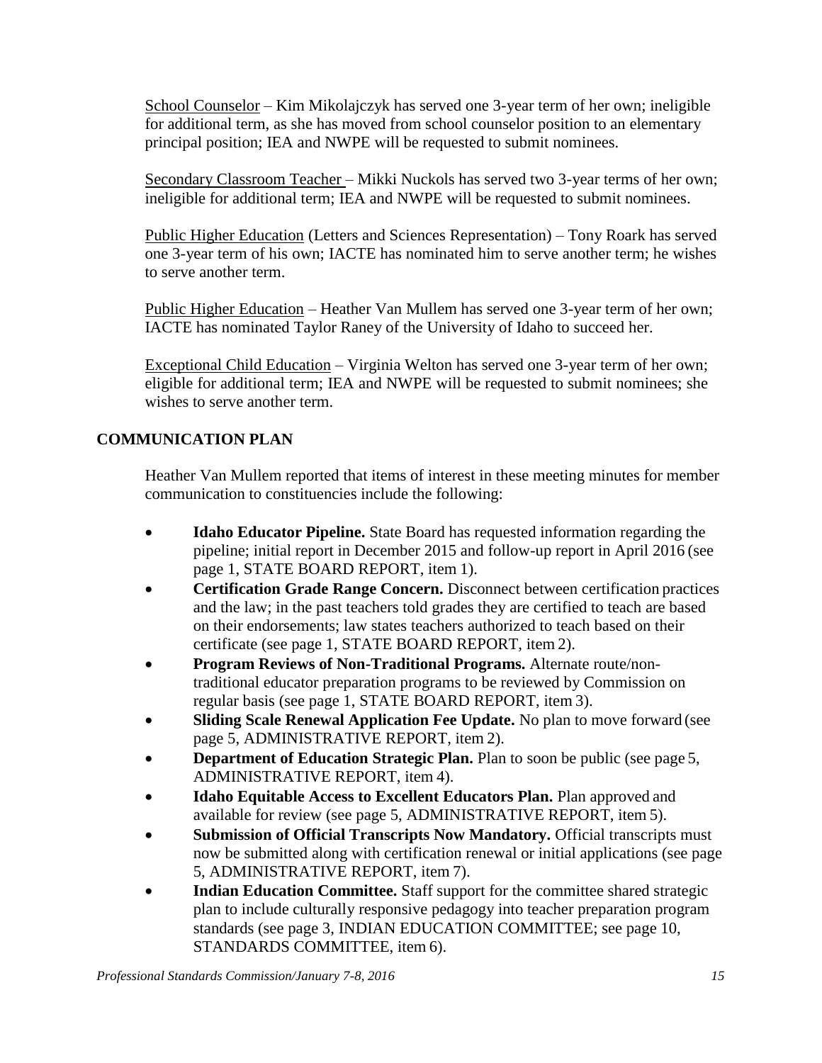School Counselor – Kim Mikolajczyk has served one 3-year term of her own; ineligible for additional term, as she has moved from school counselor position to an elementary principal position; IEA and NWPE will be requested to submit nominees.

Secondary Classroom Teacher – Mikki Nuckols has served two 3-year terms of her own; ineligible for additional term; IEA and NWPE will be requested to submit nominees.

Public Higher Education (Letters and Sciences Representation) – Tony Roark has served one 3-year term of his own; IACTE has nominated him to serve another term; he wishes to serve another term.

Public Higher Education – Heather Van Mullem has served one 3-year term of her own; IACTE has nominated Taylor Raney of the University of Idaho to succeed her.

Exceptional Child Education – Virginia Welton has served one 3-year term of her own; eligible for additional term; IEA and NWPE will be requested to submit nominees; she wishes to serve another term.

## COMMUNICATION PLAN

Heather Van Mullem reported that items of interest in these meeting minutes for member communication to constituencies include the following:

- **Idaho Educator Pipeline.** State Board has requested information regarding the pipeline; initial report in December 2015 and follow-up report in April 2016 (see page 1, STATE BOARD REPORT, item 1).
- **Certification Grade Range Concern.** Disconnect between certification practices and the law; in the past teachers told grades they are certified to teach are based on their endorsements; law states teachers authorized to teach based on their certificate (see page 1, STATE BOARD REPORT, item 2).
- **Program Reviews of Non-Traditional Programs.** Alternate route/non-traditional educator preparation programs to be reviewed by Commission on regular basis (see page 1, STATE BOARD REPORT, item 3).
- **Sliding Scale Renewal Application Fee Update.** No plan to move forward (see page 5, ADMINISTRATIVE REPORT, item 2).
- **Department of Education Strategic Plan.** Plan to soon be public (see page 5, ADMINISTRATIVE REPORT, item 4).
- **Idaho Equitable Access to Excellent Educators Plan.** Plan approved and available for review (see page 5, ADMINISTRATIVE REPORT, item 5).
- **Submission of Official Transcripts Now Mandatory.** Official transcripts must now be submitted along with certification renewal or initial applications (see page 5, ADMINISTRATIVE REPORT, item 7).
- **Indian Education Committee.** Staff support for the committee shared strategic plan to include culturally responsive pedagogy into teacher preparation program standards (see page 3, INDIAN EDUCATION COMMITTEE; see page 10, STANDARDS COMMITTEE, item 6).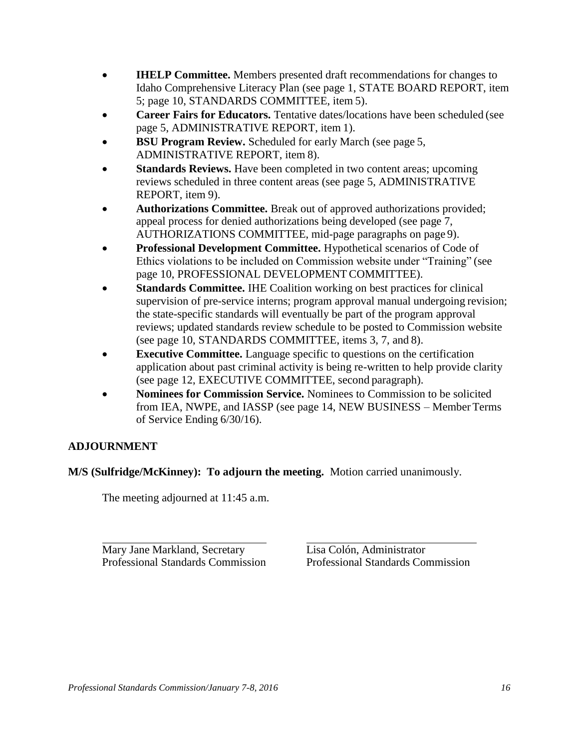- **IHELP Committee.** Members presented draft recommendations for changes to Idaho Comprehensive Literacy Plan (see page 1, STATE BOARD REPORT, item 5; page 10, STANDARDS COMMITTEE, item 5).
- **Career Fairs for Educators.** Tentative dates/locations have been scheduled (see page 5, ADMINISTRATIVE REPORT, item 1).
- **BSU Program Review.** Scheduled for early March (see page 5, ADMINISTRATIVE REPORT, item 8).
- **Standards Reviews.** Have been completed in two content areas; upcoming reviews scheduled in three content areas (see page 5, ADMINISTRATIVE REPORT, item 9).
- **Authorizations Committee.** Break out of approved authorizations provided; appeal process for denied authorizations being developed (see page 7, AUTHORIZATIONS COMMITTEE, mid-page paragraphs on page 9).
- **Professional Development Committee.** Hypothetical scenarios of Code of Ethics violations to be included on Commission website under "Training" (see page 10, PROFESSIONAL DEVELOPMENT COMMITTEE).
- **Standards Committee.** IHE Coalition working on best practices for clinical supervision of pre-service interns; program approval manual undergoing revision; the state-specific standards will eventually be part of the program approval reviews; updated standards review schedule to be posted to Commission website (see page 10, STANDARDS COMMITTEE, items 3, 7, and 8).
- **Executive Committee.** Language specific to questions on the certification application about past criminal activity is being re-written to help provide clarity (see page 12, EXECUTIVE COMMITTEE, second paragraph).
- **Nominees for Commission Service.** Nominees to Commission to be solicited from IEA, NWPE, and IASSP (see page 14, NEW BUSINESS – Member Terms of Service Ending 6/30/16).

## ADJOURNMENT

**M/S (Sulfridge/McKinney): To adjourn the meeting.** Motion carried unanimously.

The meeting adjourned at 11:45 a.m.

Mary Jane Markland, Secretary
Professional Standards Commission

Lisa Colón, Administrator
Professional Standards Commission